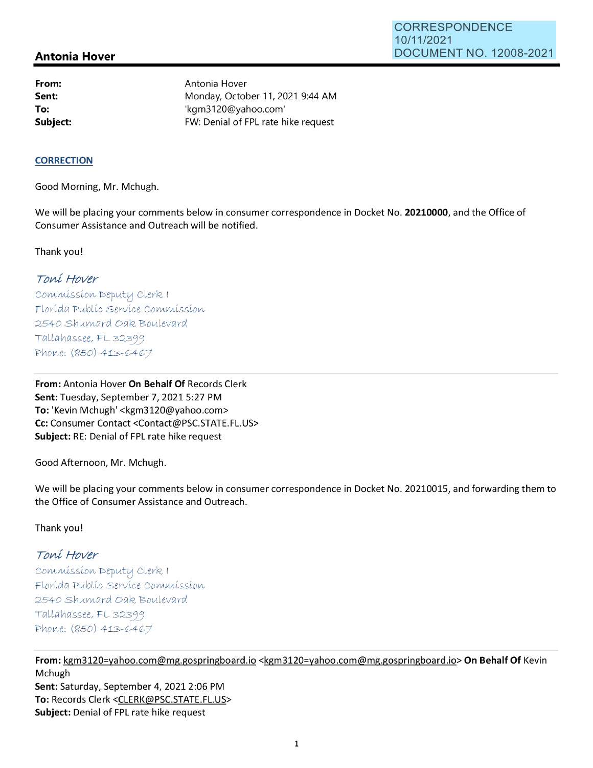CORRESPONDENCE
10/11/2021
DOCUMENT NO. 12008-2021

## Antonia Hover

**From:** Antonia Hover
**Sent:** Monday, October 11, 2021 9:44 AM
**To:** 'kgm3120@yahoo.com'
**Subject:** FW: Denial of FPL rate hike request

**CORRECTION**

Good Morning, Mr. Mchugh.

We will be placing your comments below in consumer correspondence in Docket No. **20210000**, and the Office of Consumer Assistance and Outreach will be notified.

Thank you!

*Toni Hover*
Commission Deputy Clerk I
Florida Public Service Commission
2540 Shumard Oak Boulevard
Tallahassee, FL 32399
Phone: (850) 413-6467

---

**From:** Antonia Hover **On Behalf Of** Records Clerk
**Sent:** Tuesday, September 7, 2021 5:27 PM
**To:** 'Kevin Mchugh' <kgm3120@yahoo.com>
**Cc:** Consumer Contact <Contact@PSC.STATE.FL.US>
**Subject:** RE: Denial of FPL rate hike request

Good Afternoon, Mr. Mchugh.

We will be placing your comments below in consumer correspondence in Docket No. 20210015, and forwarding them to the Office of Consumer Assistance and Outreach.

Thank you!

*Toni Hover*
Commission Deputy Clerk I
Florida Public Service Commission
2540 Shumard Oak Boulevard
Tallahassee, FL 32399
Phone: (850) 413-6467

---

**From:** kgm3120=yahoo.com@mg.gospringboard.io <kgm3120=yahoo.com@mg.gospringboard.io> **On Behalf Of** Kevin Mchugh
**Sent:** Saturday, September 4, 2021 2:06 PM
**To:** Records Clerk <CLERK@PSC.STATE.FL.US>
**Subject:** Denial of FPL rate hike request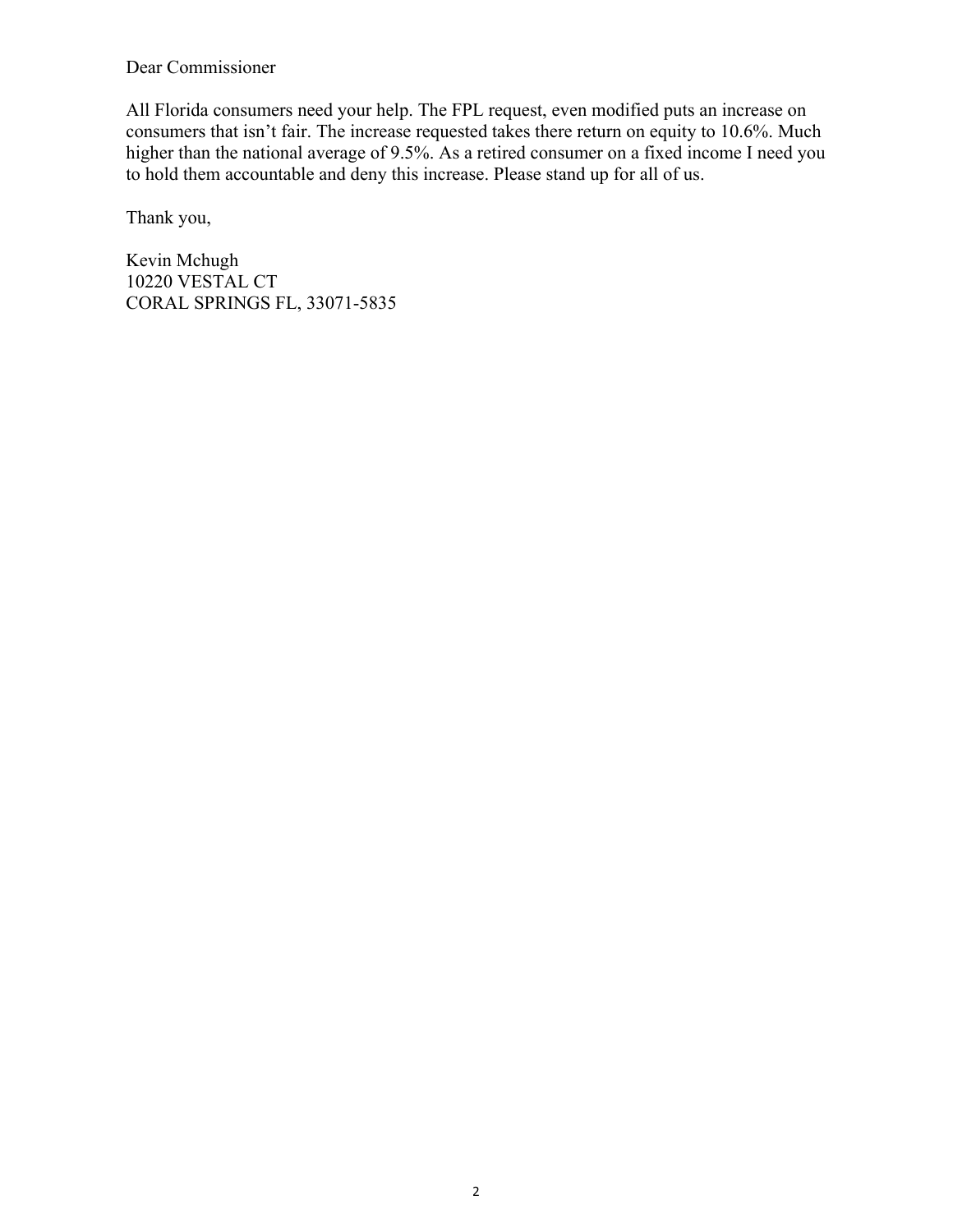Dear Commissioner

All Florida consumers need your help. The FPL request, even modified puts an increase on consumers that isn't fair. The increase requested takes there return on equity to 10.6%. Much higher than the national average of 9.5%. As a retired consumer on a fixed income I need you to hold them accountable and deny this increase. Please stand up for all of us.

Thank you,

Kevin Mchugh
10220 VESTAL CT
CORAL SPRINGS FL, 33071-5835